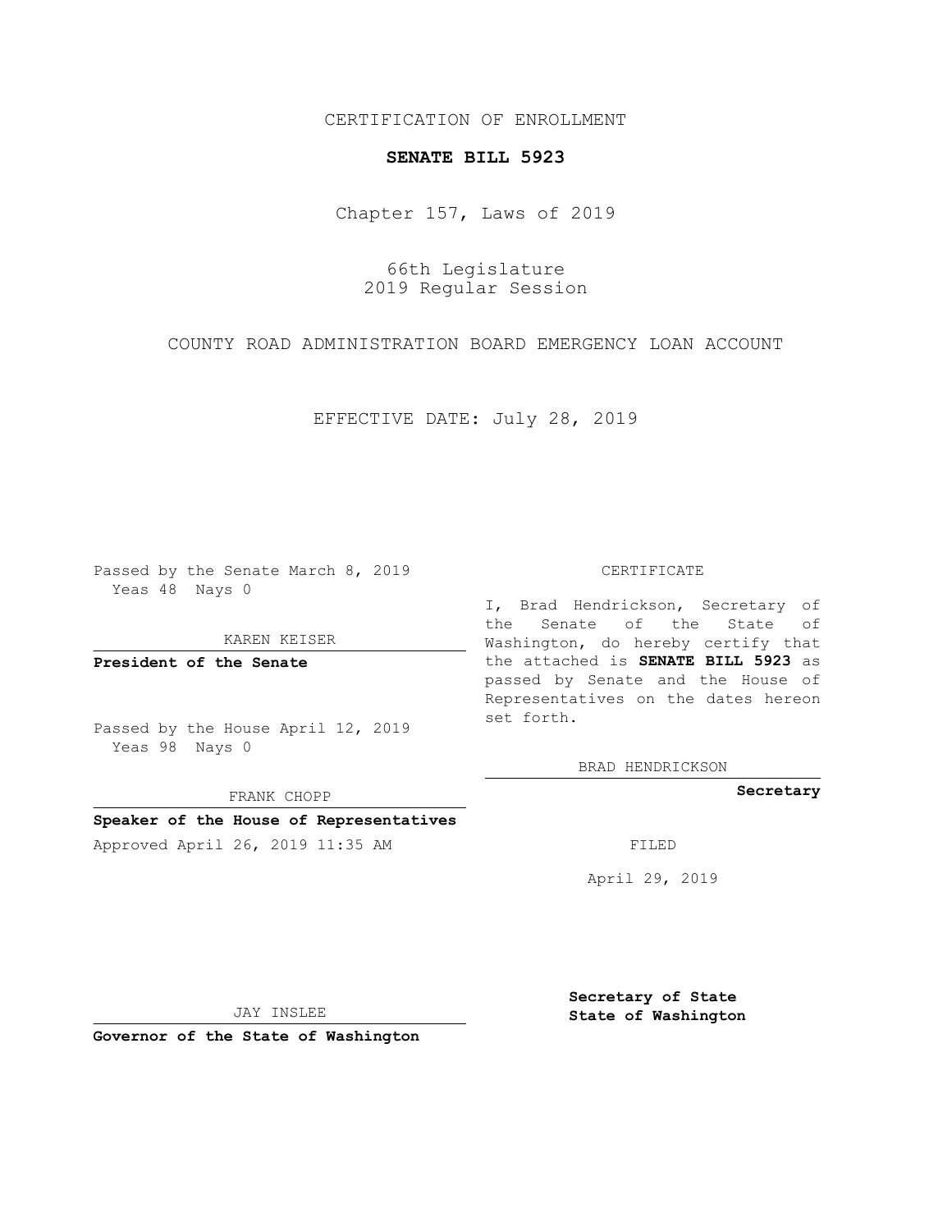CERTIFICATION OF ENROLLMENT

**SENATE BILL 5923**

Chapter 157, Laws of 2019

66th Legislature
2019 Regular Session

COUNTY ROAD ADMINISTRATION BOARD EMERGENCY LOAN ACCOUNT

EFFECTIVE DATE: July 28, 2019

Passed by the Senate March 8, 2019
Yeas 48 Nays 0

KAREN KEISER

**President of the Senate**

Passed by the House April 12, 2019
Yeas 98 Nays 0

FRANK CHOPP

**Speaker of the House of Representatives**

Approved April 26, 2019 11:35 AM

JAY INSLEE

**Governor of the State of Washington**

CERTIFICATE

I, Brad Hendrickson, Secretary of the Senate of the State of Washington, do hereby certify that the attached is **SENATE BILL 5923** as passed by Senate and the House of Representatives on the dates hereon set forth.

BRAD HENDRICKSON

**Secretary**

FILED

April 29, 2019

**Secretary of State**
**State of Washington**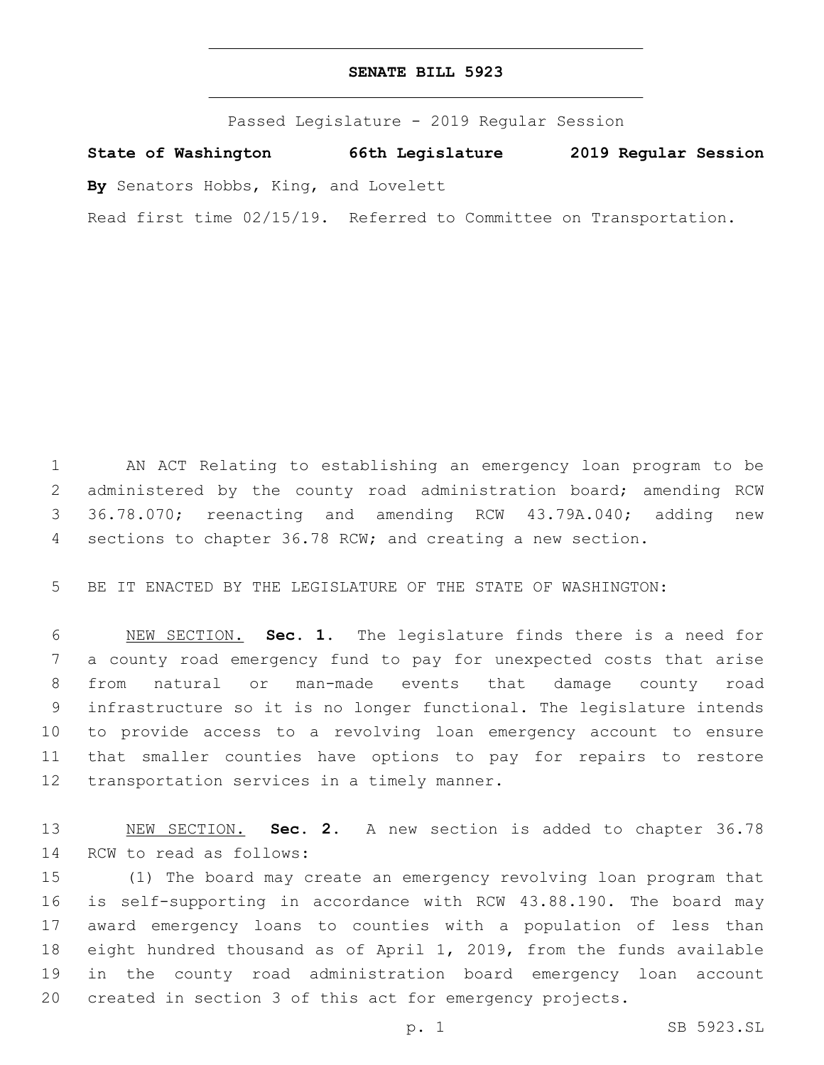# SENATE BILL 5923

Passed Legislature - 2019 Regular Session

**State of Washington 66th Legislature 2019 Regular Session**

**By** Senators Hobbs, King, and Lovelett

Read first time 02/15/19. Referred to Committee on Transportation.

AN ACT Relating to establishing an emergency loan program to be administered by the county road administration board; amending RCW 36.78.070; reenacting and amending RCW 43.79A.040; adding new sections to chapter 36.78 RCW; and creating a new section.

BE IT ENACTED BY THE LEGISLATURE OF THE STATE OF WASHINGTON:

NEW SECTION. **Sec. 1.** The legislature finds there is a need for a county road emergency fund to pay for unexpected costs that arise from natural or man-made events that damage county road infrastructure so it is no longer functional. The legislature intends to provide access to a revolving loan emergency account to ensure that smaller counties have options to pay for repairs to restore transportation services in a timely manner.

NEW SECTION. **Sec. 2.** A new section is added to chapter 36.78 RCW to read as follows:

(1) The board may create an emergency revolving loan program that is self-supporting in accordance with RCW 43.88.190. The board may award emergency loans to counties with a population of less than eight hundred thousand as of April 1, 2019, from the funds available in the county road administration board emergency loan account created in section 3 of this act for emergency projects.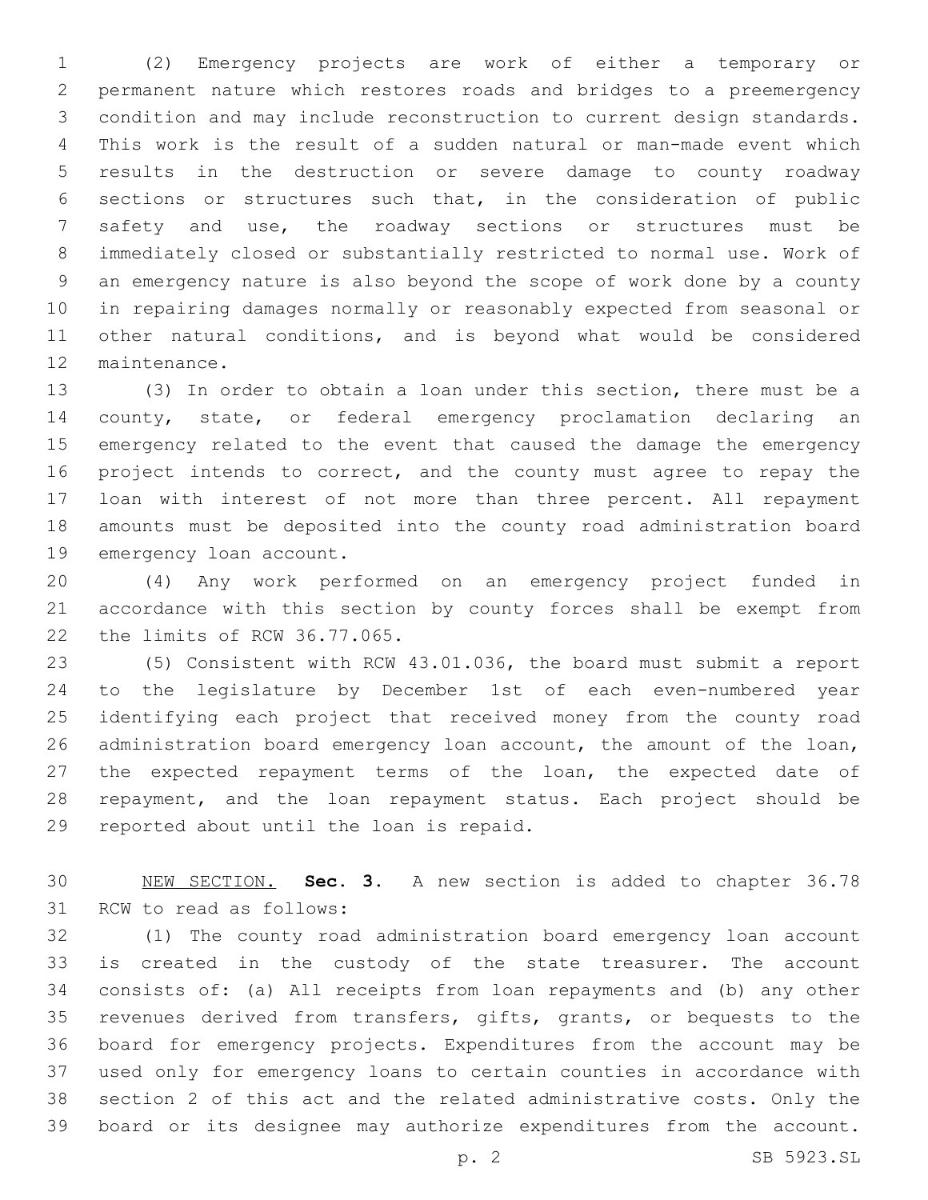(2) Emergency projects are work of either a temporary or permanent nature which restores roads and bridges to a preemergency condition and may include reconstruction to current design standards. This work is the result of a sudden natural or man-made event which results in the destruction or severe damage to county roadway sections or structures such that, in the consideration of public safety and use, the roadway sections or structures must be immediately closed or substantially restricted to normal use. Work of an emergency nature is also beyond the scope of work done by a county in repairing damages normally or reasonably expected from seasonal or other natural conditions, and is beyond what would be considered maintenance.

(3) In order to obtain a loan under this section, there must be a county, state, or federal emergency proclamation declaring an emergency related to the event that caused the damage the emergency project intends to correct, and the county must agree to repay the loan with interest of not more than three percent. All repayment amounts must be deposited into the county road administration board emergency loan account.

(4) Any work performed on an emergency project funded in accordance with this section by county forces shall be exempt from the limits of RCW 36.77.065.

(5) Consistent with RCW 43.01.036, the board must submit a report to the legislature by December 1st of each even-numbered year identifying each project that received money from the county road administration board emergency loan account, the amount of the loan, the expected repayment terms of the loan, the expected date of repayment, and the loan repayment status. Each project should be reported about until the loan is repaid.

NEW SECTION. **Sec. 3.** A new section is added to chapter 36.78 RCW to read as follows:

(1) The county road administration board emergency loan account is created in the custody of the state treasurer. The account consists of: (a) All receipts from loan repayments and (b) any other revenues derived from transfers, gifts, grants, or bequests to the board for emergency projects. Expenditures from the account may be used only for emergency loans to certain counties in accordance with section 2 of this act and the related administrative costs. Only the board or its designee may authorize expenditures from the account.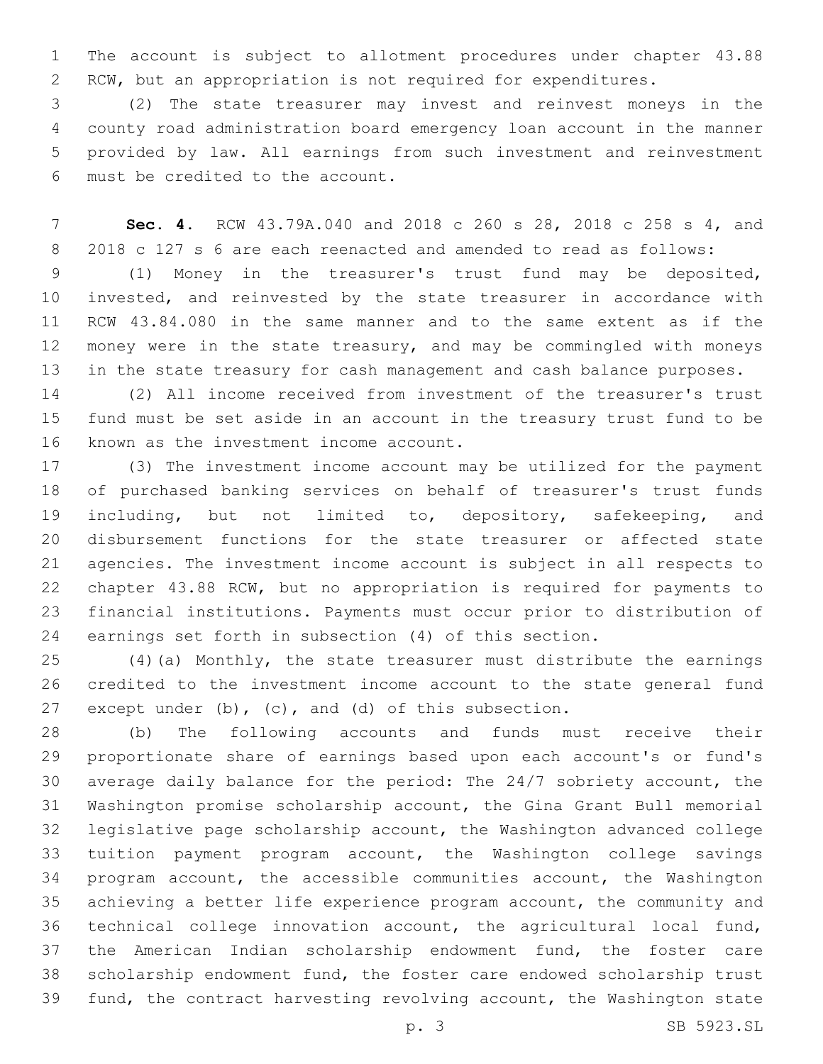The account is subject to allotment procedures under chapter 43.88 RCW, but an appropriation is not required for expenditures.

(2) The state treasurer may invest and reinvest moneys in the county road administration board emergency loan account in the manner provided by law. All earnings from such investment and reinvestment must be credited to the account.

**Sec. 4.** RCW 43.79A.040 and 2018 c 260 s 28, 2018 c 258 s 4, and 2018 c 127 s 6 are each reenacted and amended to read as follows:

(1) Money in the treasurer's trust fund may be deposited, invested, and reinvested by the state treasurer in accordance with RCW 43.84.080 in the same manner and to the same extent as if the money were in the state treasury, and may be commingled with moneys in the state treasury for cash management and cash balance purposes.

(2) All income received from investment of the treasurer's trust fund must be set aside in an account in the treasury trust fund to be known as the investment income account.

(3) The investment income account may be utilized for the payment of purchased banking services on behalf of treasurer's trust funds including, but not limited to, depository, safekeeping, and disbursement functions for the state treasurer or affected state agencies. The investment income account is subject in all respects to chapter 43.88 RCW, but no appropriation is required for payments to financial institutions. Payments must occur prior to distribution of earnings set forth in subsection (4) of this section.

(4)(a) Monthly, the state treasurer must distribute the earnings credited to the investment income account to the state general fund except under (b), (c), and (d) of this subsection.

(b) The following accounts and funds must receive their proportionate share of earnings based upon each account's or fund's average daily balance for the period: The 24/7 sobriety account, the Washington promise scholarship account, the Gina Grant Bull memorial legislative page scholarship account, the Washington advanced college tuition payment program account, the Washington college savings program account, the accessible communities account, the Washington achieving a better life experience program account, the community and technical college innovation account, the agricultural local fund, the American Indian scholarship endowment fund, the foster care scholarship endowment fund, the foster care endowed scholarship trust fund, the contract harvesting revolving account, the Washington state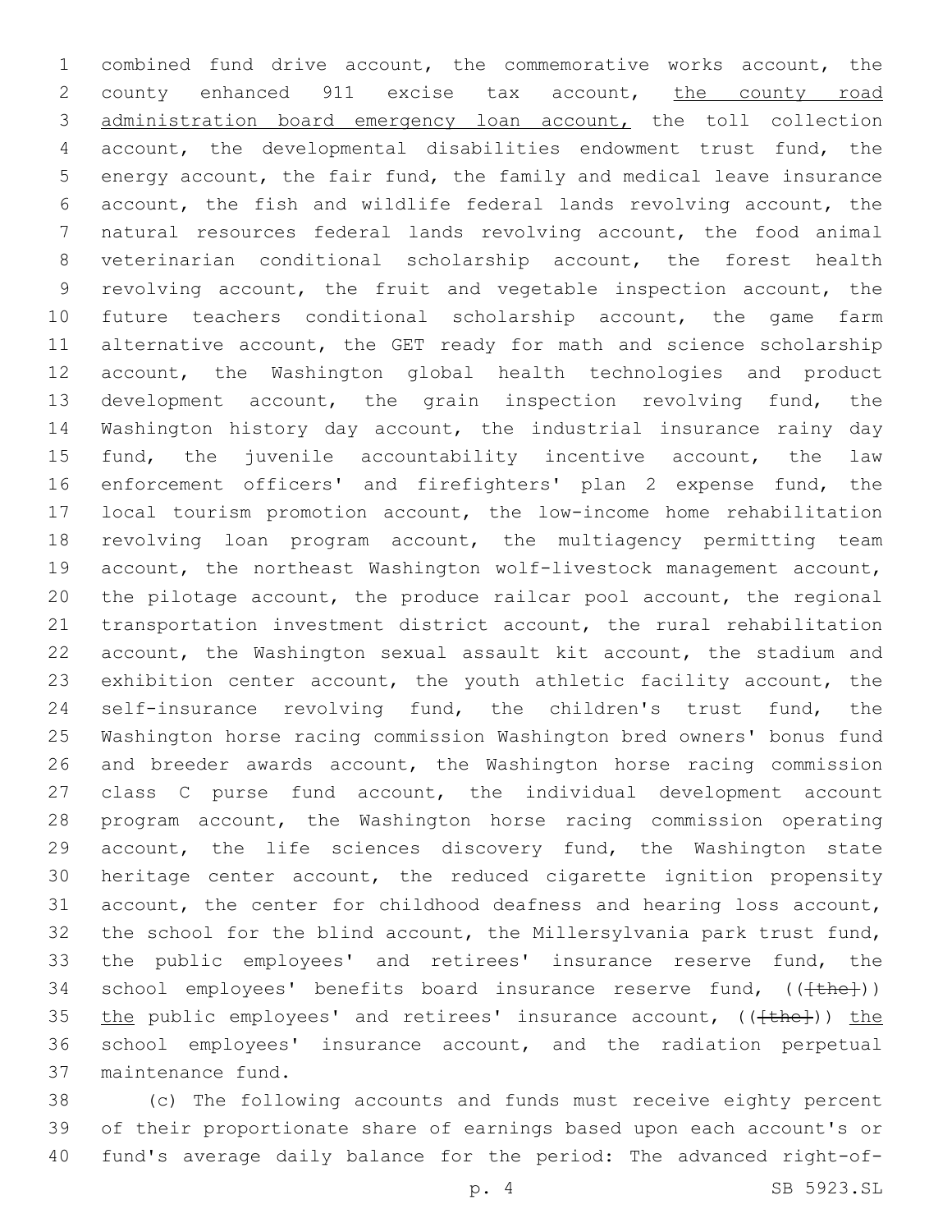combined fund drive account, the commemorative works account, the county enhanced 911 excise tax account, <u>the county road administration board emergency loan account,</u> the toll collection account, the developmental disabilities endowment trust fund, the energy account, the fair fund, the family and medical leave insurance account, the fish and wildlife federal lands revolving account, the natural resources federal lands revolving account, the food animal veterinarian conditional scholarship account, the forest health revolving account, the fruit and vegetable inspection account, the future teachers conditional scholarship account, the game farm alternative account, the GET ready for math and science scholarship account, the Washington global health technologies and product development account, the grain inspection revolving fund, the Washington history day account, the industrial insurance rainy day fund, the juvenile accountability incentive account, the law enforcement officers' and firefighters' plan 2 expense fund, the local tourism promotion account, the low-income home rehabilitation revolving loan program account, the multiagency permitting team account, the northeast Washington wolf-livestock management account, the pilotage account, the produce railcar pool account, the regional transportation investment district account, the rural rehabilitation account, the Washington sexual assault kit account, the stadium and exhibition center account, the youth athletic facility account, the self-insurance revolving fund, the children's trust fund, the Washington horse racing commission Washington bred owners' bonus fund and breeder awards account, the Washington horse racing commission class C purse fund account, the individual development account program account, the Washington horse racing commission operating account, the life sciences discovery fund, the Washington state heritage center account, the reduced cigarette ignition propensity account, the center for childhood deafness and hearing loss account, the school for the blind account, the Millersylvania park trust fund, the public employees' and retirees' insurance reserve fund, the school employees' benefits board insurance reserve fund, ((~~[the]~~)) <u>the</u> public employees' and retirees' insurance account, ((~~[the]~~)) <u>the</u> school employees' insurance account, and the radiation perpetual maintenance fund.

(c) The following accounts and funds must receive eighty percent of their proportionate share of earnings based upon each account's or fund's average daily balance for the period: The advanced right-of-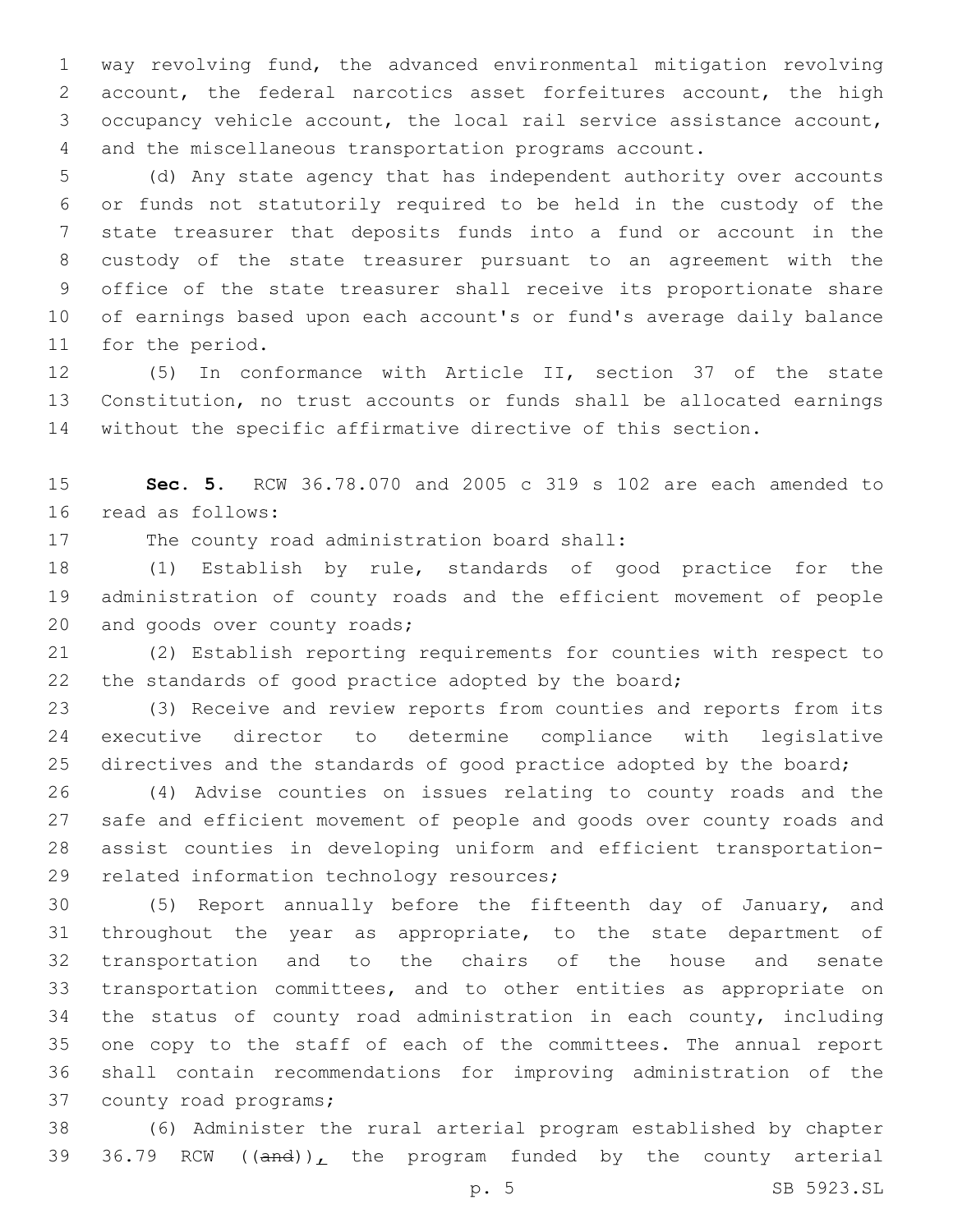way revolving fund, the advanced environmental mitigation revolving account, the federal narcotics asset forfeitures account, the high occupancy vehicle account, the local rail service assistance account, and the miscellaneous transportation programs account.

(d) Any state agency that has independent authority over accounts or funds not statutorily required to be held in the custody of the state treasurer that deposits funds into a fund or account in the custody of the state treasurer pursuant to an agreement with the office of the state treasurer shall receive its proportionate share of earnings based upon each account's or fund's average daily balance for the period.

(5) In conformance with Article II, section 37 of the state Constitution, no trust accounts or funds shall be allocated earnings without the specific affirmative directive of this section.

**Sec. 5.** RCW 36.78.070 and 2005 c 319 s 102 are each amended to read as follows:

The county road administration board shall:

(1) Establish by rule, standards of good practice for the administration of county roads and the efficient movement of people and goods over county roads;

(2) Establish reporting requirements for counties with respect to the standards of good practice adopted by the board;

(3) Receive and review reports from counties and reports from its executive director to determine compliance with legislative directives and the standards of good practice adopted by the board;

(4) Advise counties on issues relating to county roads and the safe and efficient movement of people and goods over county roads and assist counties in developing uniform and efficient transportation-related information technology resources;

(5) Report annually before the fifteenth day of January, and throughout the year as appropriate, to the state department of transportation and to the chairs of the house and senate transportation committees, and to other entities as appropriate on the status of county road administration in each county, including one copy to the staff of each of the committees. The annual report shall contain recommendations for improving administration of the county road programs;

(6) Administer the rural arterial program established by chapter 36.79 RCW ((~~and~~))_,_ the program funded by the county arterial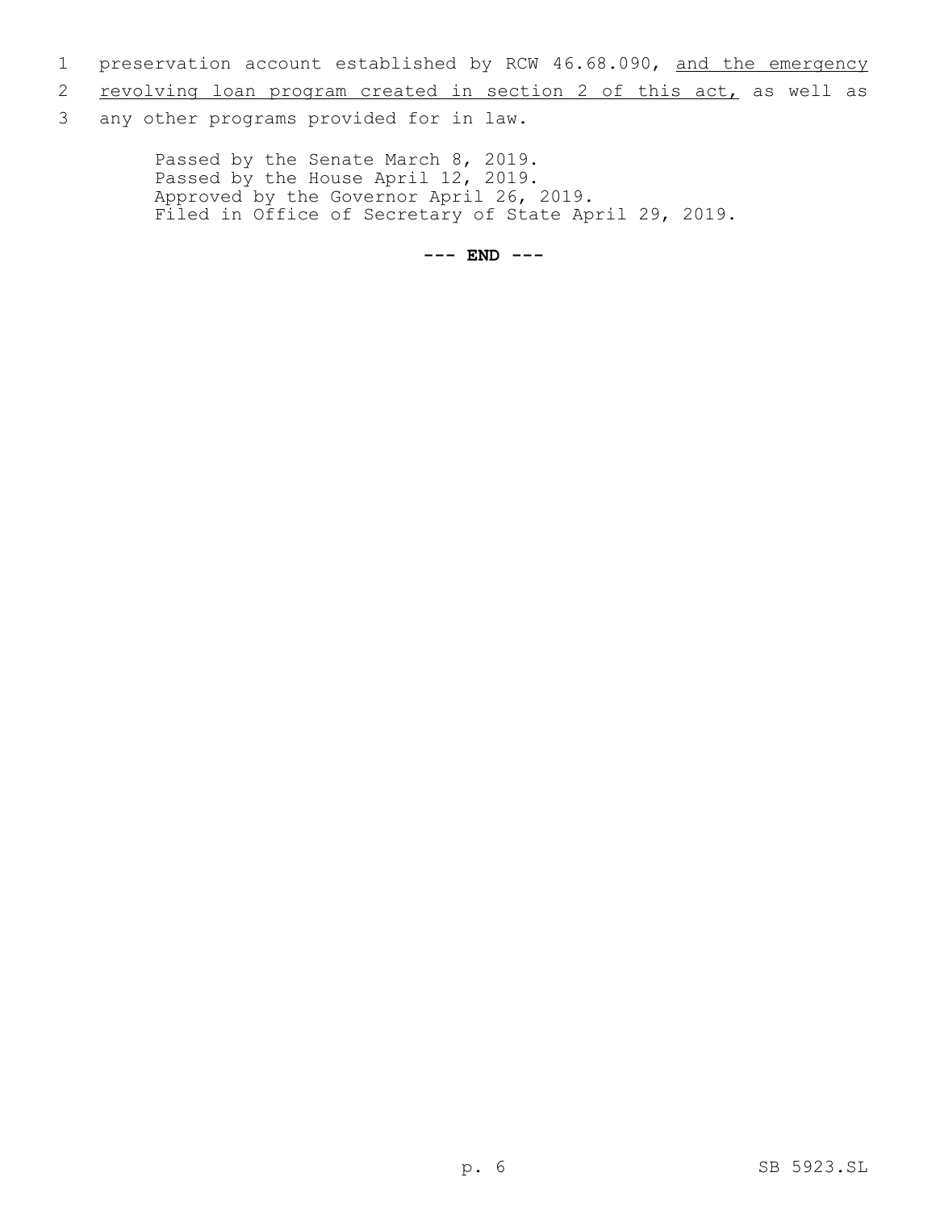preservation account established by RCW 46.68.090, <u>and the emergency revolving loan program created in section 2 of this act,</u> as well as any other programs provided for in law.

Passed by the Senate March 8, 2019.
Passed by the House April 12, 2019.
Approved by the Governor April 26, 2019.
Filed in Office of Secretary of State April 29, 2019.

**--- END ---**